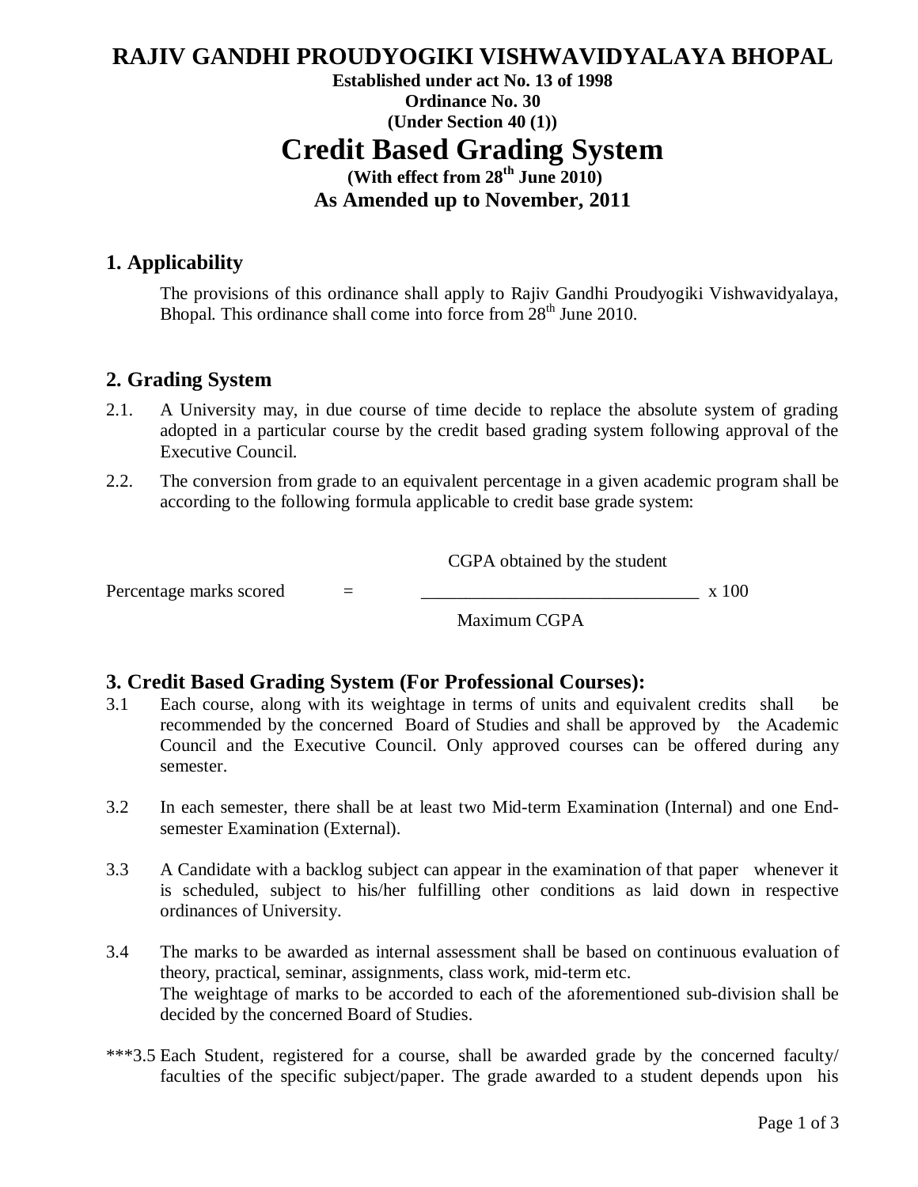# RAJIV GANDHI PROUDYOGIKI VISHWAVIDYALAYA BHOPAL

**Established under act No. 13 of 1998**
**Ordinance No. 30**
**(Under Section 40 (1))**

# Credit Based Grading System

**(With effect from 28th June 2010)**
**As Amended up to November, 2011**

## 1. Applicability

The provisions of this ordinance shall apply to Rajiv Gandhi Proudyogiki Vishwavidyalaya, Bhopal. This ordinance shall come into force from 28th June 2010.

## 2. Grading System

2.1. A University may, in due course of time decide to replace the absolute system of grading adopted in a particular course by the credit based grading system following approval of the Executive Council.

2.2. The conversion from grade to an equivalent percentage in a given academic program shall be according to the following formula applicable to credit base grade system:

$$\text{Percentage marks scored} = \frac{\text{CGPA obtained by the student}}{\text{Maximum CGPA}} \times 100$$

## 3. Credit Based Grading System (For Professional Courses):

3.1 Each course, along with its weightage in terms of units and equivalent credits shall be recommended by the concerned Board of Studies and shall be approved by the Academic Council and the Executive Council. Only approved courses can be offered during any semester.

3.2 In each semester, there shall be at least two Mid-term Examination (Internal) and one End-semester Examination (External).

3.3 A Candidate with a backlog subject can appear in the examination of that paper whenever it is scheduled, subject to his/her fulfilling other conditions as laid down in respective ordinances of University.

3.4 The marks to be awarded as internal assessment shall be based on continuous evaluation of theory, practical, seminar, assignments, class work, mid-term etc.
The weightage of marks to be accorded to each of the aforementioned sub-division shall be decided by the concerned Board of Studies.

***3.5 Each Student, registered for a course, shall be awarded grade by the concerned faculty/ faculties of the specific subject/paper. The grade awarded to a student depends upon his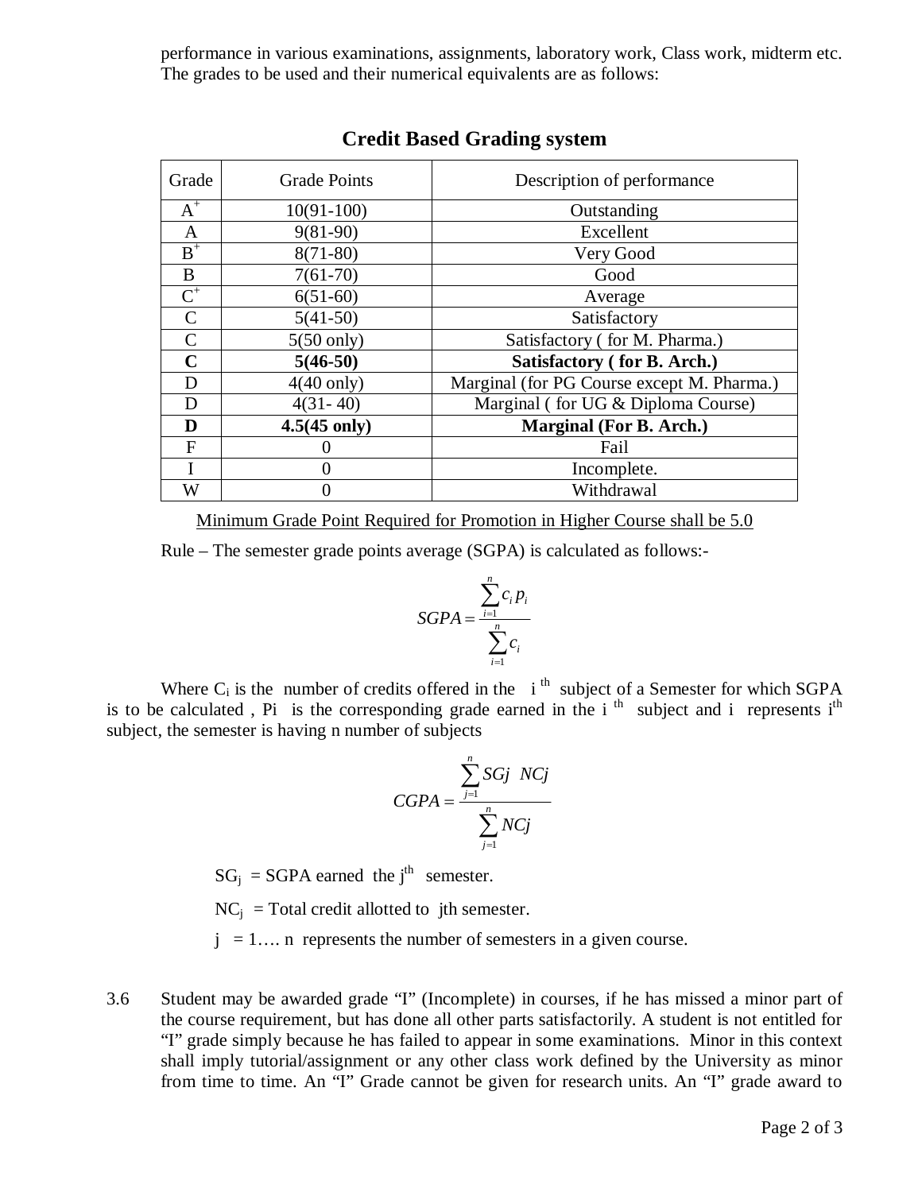performance in various examinations, assignments, laboratory work, Class work, midterm etc. The grades to be used and their numerical equivalents are as follows:

## Credit Based Grading system

| Grade | Grade Points | Description of performance |
|---|---|---|
| $A^+$ | 10(91-100) | Outstanding |
| A | 9(81-90) | Excellent |
| $B^+$ | 8(71-80) | Very Good |
| B | 7(61-70) | Good |
| $C^+$ | 6(51-60) | Average |
| C | 5(41-50) | Satisfactory |
| C | 5(50 only) | Satisfactory ( for M. Pharma.) |
| **C** | **5(46-50)** | **Satisfactory ( for B. Arch.)** |
| D | 4(40 only) | Marginal (for PG Course except M. Pharma.) |
| D | 4(31- 40) | Marginal ( for UG & Diploma Course) |
| **D** | **4.5(45 only)** | **Marginal (For B. Arch.)** |
| F | 0 | Fail |
| I | 0 | Incomplete. |
| W | 0 | Withdrawal |

Minimum Grade Point Required for Promotion in Higher Course shall be 5.0

Rule – The semester grade points average (SGPA) is calculated as follows:-

$$SGPA = \frac{\sum_{i=1}^{n} c_i p_i}{\sum_{i=1}^{n} c_i}$$

Where $C_i$ is the number of credits offered in the $i^{th}$ subject of a Semester for which SGPA is to be calculated , Pi is the corresponding grade earned in the $i^{th}$ subject and i represents $i^{th}$ subject, the semester is having n number of subjects

$$CGPA = \frac{\sum_{j=1}^{n} SGj \;\; NCj}{\sum_{j=1}^{n} NCj}$$

$SG_j$ = SGPA earned the $j^{th}$ semester.

$NC_j$ = Total credit allotted to jth semester.

j = 1…. n represents the number of semesters in a given course.

3.6 Student may be awarded grade "I" (Incomplete) in courses, if he has missed a minor part of the course requirement, but has done all other parts satisfactorily. A student is not entitled for "I" grade simply because he has failed to appear in some examinations. Minor in this context shall imply tutorial/assignment or any other class work defined by the University as minor from time to time. An "I" Grade cannot be given for research units. An "I" grade award to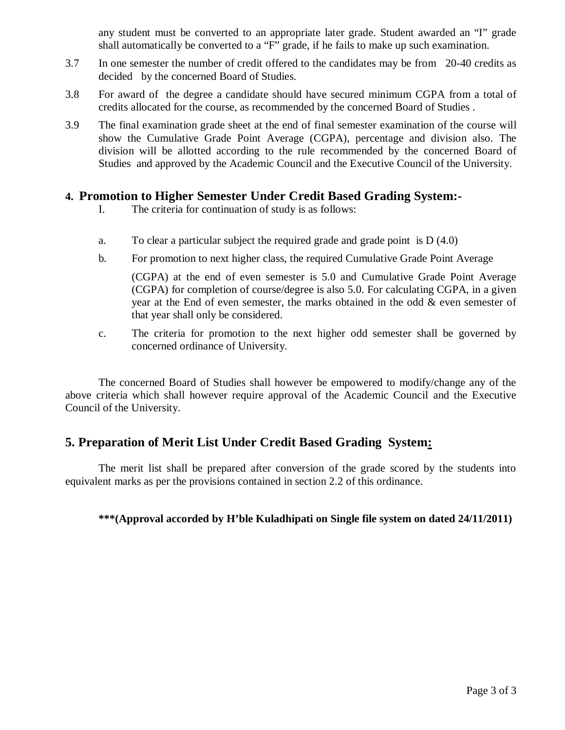any student must be converted to an appropriate later grade. Student awarded an "I" grade shall automatically be converted to a "F" grade, if he fails to make up such examination.

3.7 In one semester the number of credit offered to the candidates may be from 20-40 credits as decided by the concerned Board of Studies.

3.8 For award of the degree a candidate should have secured minimum CGPA from a total of credits allocated for the course, as recommended by the concerned Board of Studies .

3.9 The final examination grade sheet at the end of final semester examination of the course will show the Cumulative Grade Point Average (CGPA), percentage and division also. The division will be allotted according to the rule recommended by the concerned Board of Studies and approved by the Academic Council and the Executive Council of the University.

## 4. Promotion to Higher Semester Under Credit Based Grading System:-

I. The criteria for continuation of study is as follows:

a. To clear a particular subject the required grade and grade point is D (4.0)

b. For promotion to next higher class, the required Cumulative Grade Point Average (CGPA) at the end of even semester is 5.0 and Cumulative Grade Point Average (CGPA) for completion of course/degree is also 5.0. For calculating CGPA, in a given year at the End of even semester, the marks obtained in the odd & even semester of that year shall only be considered.

c. The criteria for promotion to the next higher odd semester shall be governed by concerned ordinance of University.

The concerned Board of Studies shall however be empowered to modify/change any of the above criteria which shall however require approval of the Academic Council and the Executive Council of the University.

## 5. Preparation of Merit List Under Credit Based Grading System:

The merit list shall be prepared after conversion of the grade scored by the students into equivalent marks as per the provisions contained in section 2.2 of this ordinance.

**\*\*\*(Approval accorded by H'ble Kuladhipati on Single file system on dated 24/11/2011)**